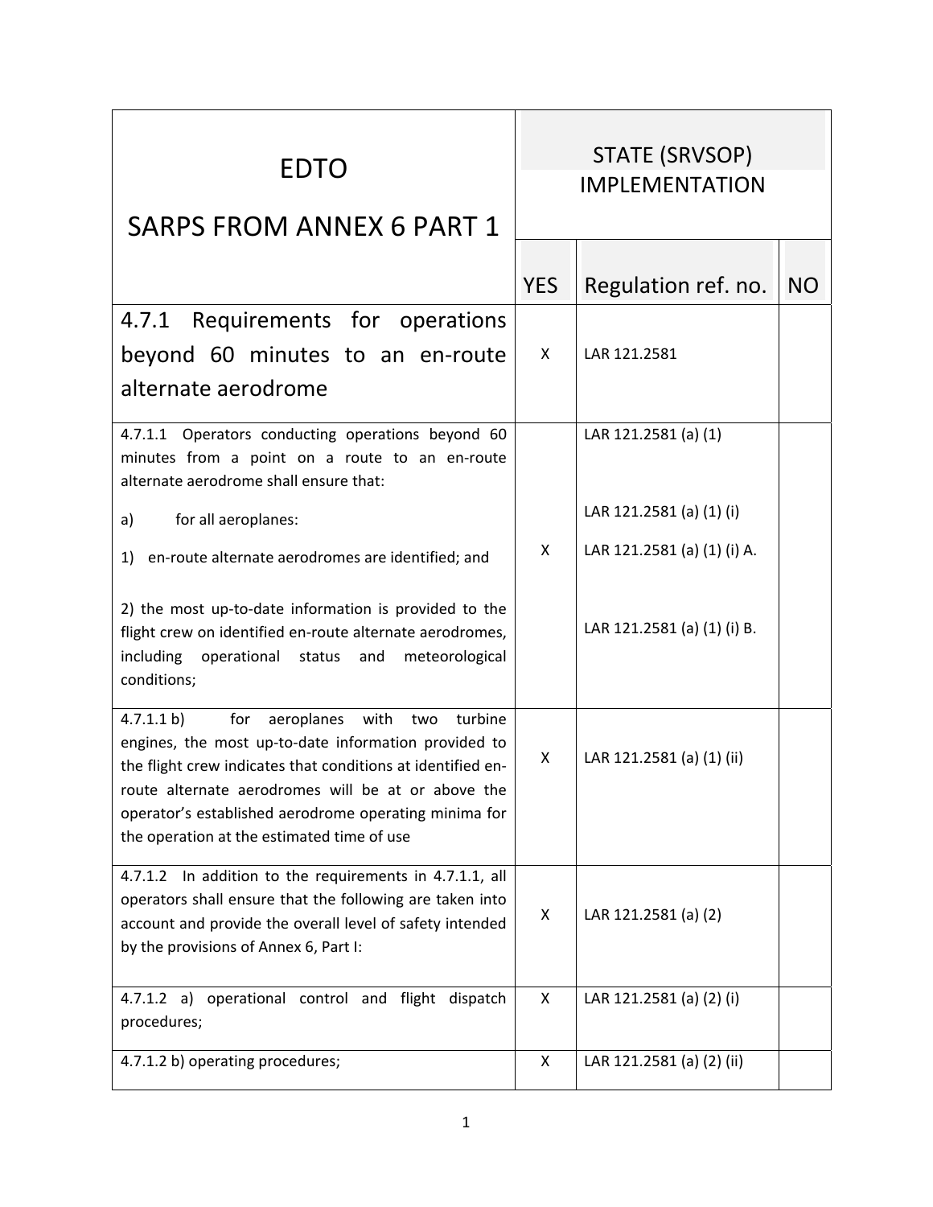| EDTO<br><br>SARPS FROM ANNEX 6 PART 1 | STATE (SRVSOP) IMPLEMENTATION | | |
|---|---|---|---|
| | YES | Regulation ref. no. | NO |
| 4.7.1 Requirements for operations beyond 60 minutes to an en-route alternate aerodrome | X | LAR 121.2581 | |
| 4.7.1.1 Operators conducting operations beyond 60 minutes from a point on a route to an en-route alternate aerodrome shall ensure that:<br><br>a) for all aeroplanes:<br><br>1) en-route alternate aerodromes are identified; and<br><br>2) the most up-to-date information is provided to the flight crew on identified en-route alternate aerodromes, including operational status and meteorological conditions; | X | LAR 121.2581 (a) (1)<br><br>LAR 121.2581 (a) (1) (i)<br><br>LAR 121.2581 (a) (1) (i) A.<br><br>LAR 121.2581 (a) (1) (i) B. | |
| 4.7.1.1 b) for aeroplanes with two turbine engines, the most up-to-date information provided to the flight crew indicates that conditions at identified en-route alternate aerodromes will be at or above the operator's established aerodrome operating minima for the operation at the estimated time of use | X | LAR 121.2581 (a) (1) (ii) | |
| 4.7.1.2 In addition to the requirements in 4.7.1.1, all operators shall ensure that the following are taken into account and provide the overall level of safety intended by the provisions of Annex 6, Part I: | X | LAR 121.2581 (a) (2) | |
| 4.7.1.2 a) operational control and flight dispatch procedures; | X | LAR 121.2581 (a) (2) (i) | |
| 4.7.1.2 b) operating procedures; | X | LAR 121.2581 (a) (2) (ii) | |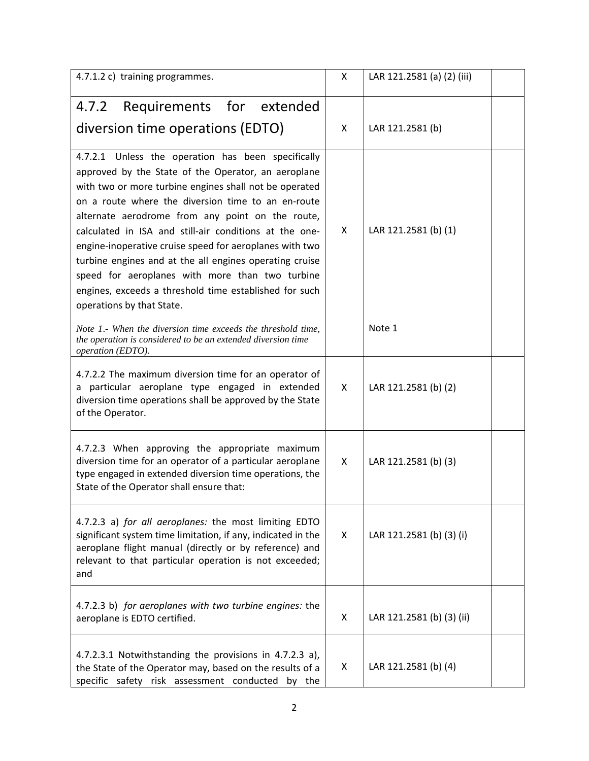| 4.7.1.2 c) training programmes. | X | LAR 121.2581 (a) (2) (iii) | |
|---|---|---|---|
| 4.7.2 Requirements for extended diversion time operations (EDTO) | X | LAR 121.2581 (b) | |
| 4.7.2.1 Unless the operation has been specifically approved by the State of the Operator, an aeroplane with two or more turbine engines shall not be operated on a route where the diversion time to an en-route alternate aerodrome from any point on the route, calculated in ISA and still-air conditions at the one-engine-inoperative cruise speed for aeroplanes with two turbine engines and at the all engines operating cruise speed for aeroplanes with more than two turbine engines, exceeds a threshold time established for such operations by that State.<br><br>*Note 1.- When the diversion time exceeds the threshold time, the operation is considered to be an extended diversion time operation (EDTO).* | X | LAR 121.2581 (b) (1)<br><br>Note 1 | |
| 4.7.2.2 The maximum diversion time for an operator of a particular aeroplane type engaged in extended diversion time operations shall be approved by the State of the Operator. | X | LAR 121.2581 (b) (2) | |
| 4.7.2.3 When approving the appropriate maximum diversion time for an operator of a particular aeroplane type engaged in extended diversion time operations, the State of the Operator shall ensure that: | X | LAR 121.2581 (b) (3) | |
| 4.7.2.3 a) *for all aeroplanes:* the most limiting EDTO significant system time limitation, if any, indicated in the aeroplane flight manual (directly or by reference) and relevant to that particular operation is not exceeded; and | X | LAR 121.2581 (b) (3) (i) | |
| 4.7.2.3 b) *for aeroplanes with two turbine engines:* the aeroplane is EDTO certified. | X | LAR 121.2581 (b) (3) (ii) | |
| 4.7.2.3.1 Notwithstanding the provisions in 4.7.2.3 a), the State of the Operator may, based on the results of a specific safety risk assessment conducted by the | X | LAR 121.2581 (b) (4) | |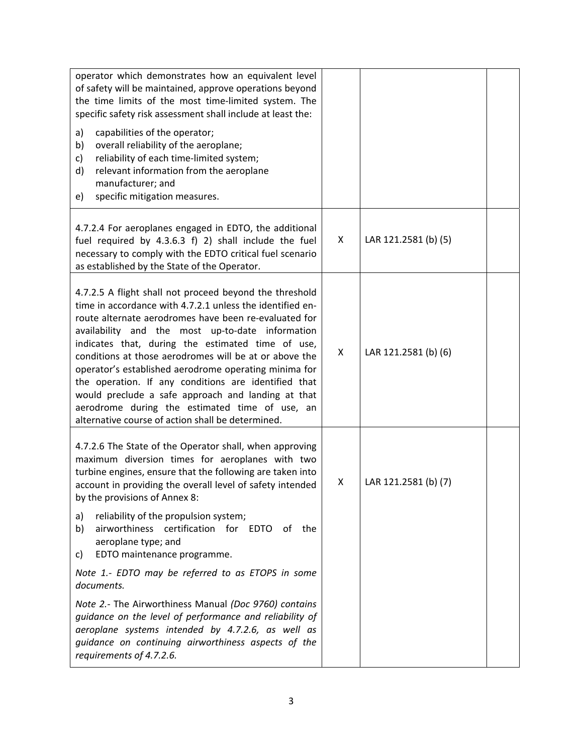| | | | |
|---|---|---|---|
| operator which demonstrates how an equivalent level of safety will be maintained, approve operations beyond the time limits of the most time-limited system. The specific safety risk assessment shall include at least the:<br><br>a) capabilities of the operator;<br>b) overall reliability of the aeroplane;<br>c) reliability of each time-limited system;<br>d) relevant information from the aeroplane manufacturer; and<br>e) specific mitigation measures. | | | |
| 4.7.2.4 For aeroplanes engaged in EDTO, the additional fuel required by 4.3.6.3 f) 2) shall include the fuel necessary to comply with the EDTO critical fuel scenario as established by the State of the Operator. | X | LAR 121.2581 (b) (5) | |
| 4.7.2.5 A flight shall not proceed beyond the threshold time in accordance with 4.7.2.1 unless the identified en-route alternate aerodromes have been re-evaluated for availability and the most up-to-date information indicates that, during the estimated time of use, conditions at those aerodromes will be at or above the operator's established aerodrome operating minima for the operation. If any conditions are identified that would preclude a safe approach and landing at that aerodrome during the estimated time of use, an alternative course of action shall be determined. | X | LAR 121.2581 (b) (6) | |
| 4.7.2.6 The State of the Operator shall, when approving maximum diversion times for aeroplanes with two turbine engines, ensure that the following are taken into account in providing the overall level of safety intended by the provisions of Annex 8:<br><br>a) reliability of the propulsion system;<br>b) airworthiness certification for EDTO of the aeroplane type; and<br>c) EDTO maintenance programme.<br><br>*Note 1.- EDTO may be referred to as ETOPS in some documents.*<br><br>*Note 2.-* The Airworthiness Manual *(Doc 9760) contains guidance on the level of performance and reliability of aeroplane systems intended by 4.7.2.6, as well as guidance on continuing airworthiness aspects of the requirements of 4.7.2.6.* | X | LAR 121.2581 (b) (7) | |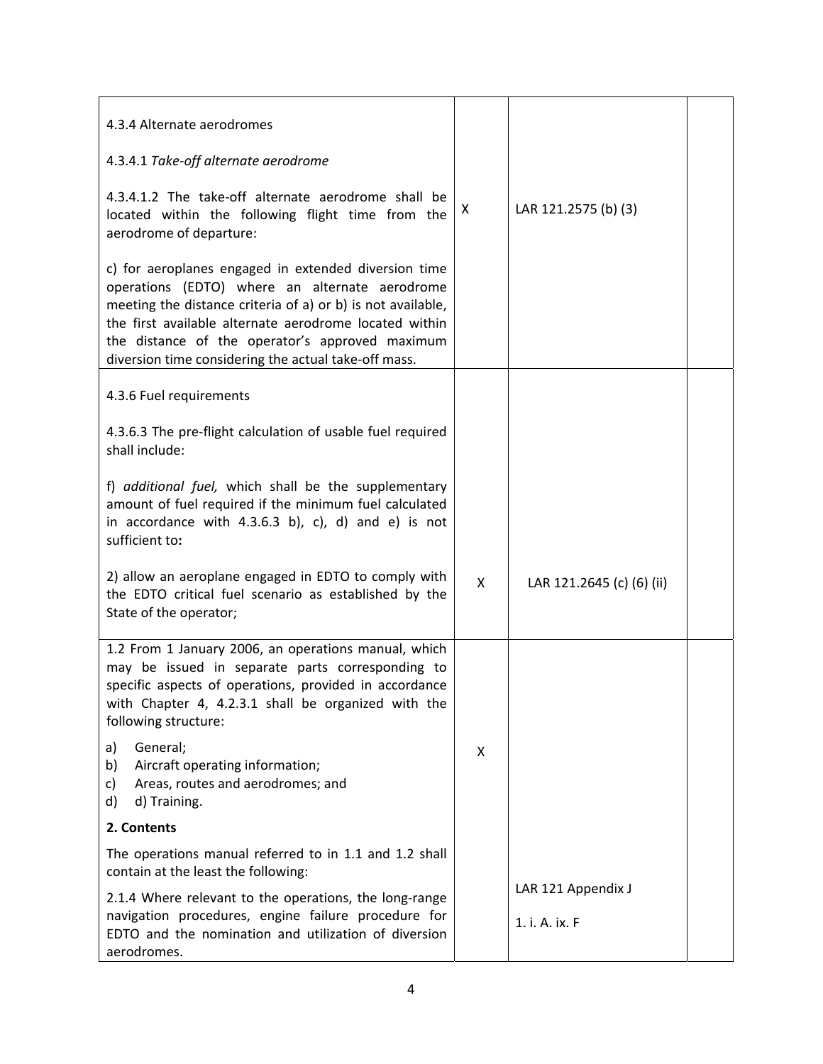| | | | |
|---|---|---|---|
| 4.3.4 Alternate aerodromes<br><br>4.3.4.1 *Take-off alternate aerodrome*<br><br>4.3.4.1.2 The take-off alternate aerodrome shall be located within the following flight time from the aerodrome of departure:<br><br>c) for aeroplanes engaged in extended diversion time operations (EDTO) where an alternate aerodrome meeting the distance criteria of a) or b) is not available, the first available alternate aerodrome located within the distance of the operator's approved maximum diversion time considering the actual take-off mass. | X | LAR 121.2575 (b) (3) | |
| 4.3.6 Fuel requirements<br><br>4.3.6.3 The pre-flight calculation of usable fuel required shall include:<br><br>f) *additional fuel,* which shall be the supplementary amount of fuel required if the minimum fuel calculated in accordance with 4.3.6.3 b), c), d) and e) is not sufficient to**:**<br><br>2) allow an aeroplane engaged in EDTO to comply with the EDTO critical fuel scenario as established by the State of the operator; | X | LAR 121.2645 (c) (6) (ii) | |
| 1.2 From 1 January 2006, an operations manual, which may be issued in separate parts corresponding to specific aspects of operations, provided in accordance with Chapter 4, 4.2.3.1 shall be organized with the following structure:<br><br>a) General;<br>b) Aircraft operating information;<br>c) Areas, routes and aerodromes; and<br>d) d) Training.<br><br>**2. Contents**<br><br>The operations manual referred to in 1.1 and 1.2 shall contain at the least the following:<br><br>2.1.4 Where relevant to the operations, the long-range navigation procedures, engine failure procedure for EDTO and the nomination and utilization of diversion aerodromes. | X | LAR 121 Appendix J<br><br>1. i. A. ix. F | |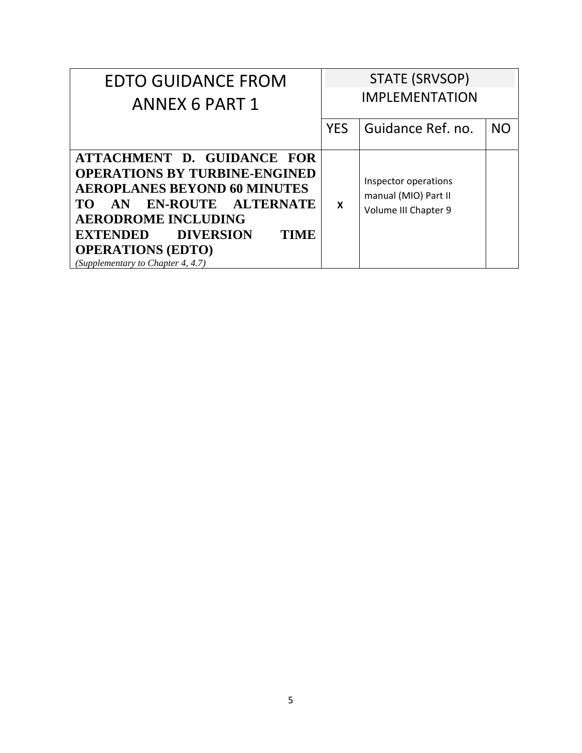| EDTO GUIDANCE FROM ANNEX 6 PART 1 | STATE (SRVSOP) IMPLEMENTATION | | |
|---|---|---|---|
| | YES | Guidance Ref. no. | NO |
| **ATTACHMENT D. GUIDANCE FOR OPERATIONS BY TURBINE-ENGINED AEROPLANES BEYOND 60 MINUTES TO AN EN-ROUTE ALTERNATE AERODROME INCLUDING EXTENDED DIVERSION TIME OPERATIONS (EDTO)** *(Supplementary to Chapter 4, 4.7)* | X | Inspector operations manual (MIO) Part II Volume III Chapter 9 | |